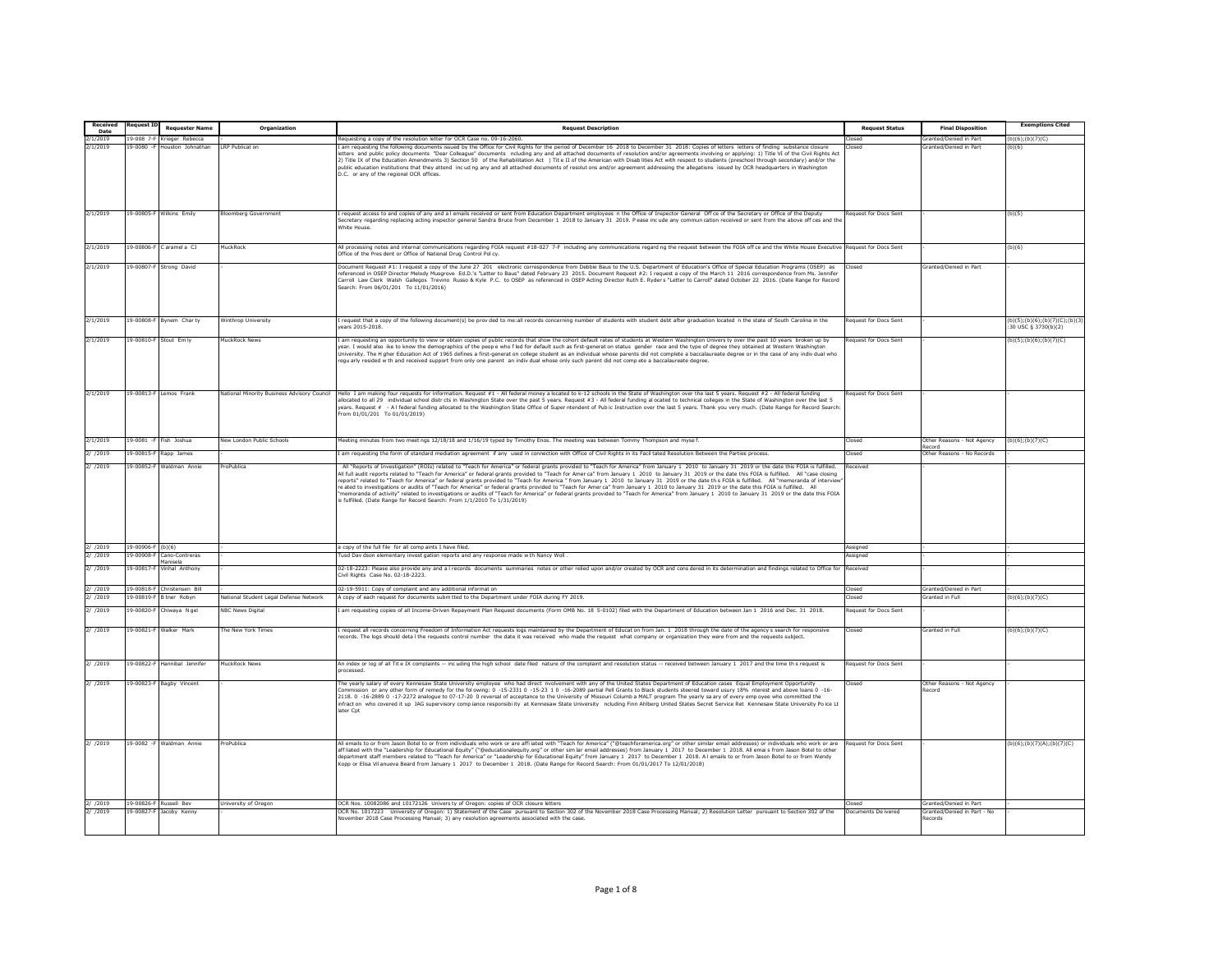| Received Date | Request ID | Requester Name | Organization | Request Description | Request Status | Final Disposition | Exemptions Cited |
|---|---|---|---|---|---|---|---|
| 2/1/2019 | 19-008 7-F | Krieger Rebecca | - | Requesting a copy of the resolution letter for OCR Case no. 09-16-2060. | Closed | Granted/Denied in Part | (b)(6);(b)(7)(C) |
| 2/1/2019 | 19-0080 -F | Houston Johnathan | LRP Publicat on | I am requesting the following documents issued by the Office for Civil Rights for the period of December 16 2018 to December 31 2018: Copies of letters letters of finding substance closure letters and public policy documents "Dear Colleague" documents ncluding any and all attached documents of resolution and/or agreements involving or applying: 1) Title VI of the Civil Rights Act 2) Title IX of the Education Amendments 3) Section 50 of the Rehabilitation Act ) Tit e II of the American with Disab lities Act with respect to students (preschool through secondary) and/or the public education institutions that they attend inc ud ng any and all attached documents of resolut ons and/or agreement addressing the allegations issued by OCR headquarters in Washington D.C. or any of the regional OCR offices. | Closed | Granted/Denied in Part | (b)(6) |
| 2/1/2019 | 19-00805-F | Wilkins Emily | Bloomberg Government | I request access to and copies of any and a l emails received or sent from Education Department employees n the Office of Inspector General Off ce of the Secretary or Office of the Deputy Secretary regarding replacing acting inspector general Sandra Bruce from December 1 2018 to January 31 2019. P ease inc ude any commun cation received or sent from the above off ces and the White House. | Request for Docs Sent | - | (b)(5) |
| 2/1/2019 | 19-00806-F | C aramel a CJ | MuckRock | All processing notes and internal communications regarding FOIA request #18-027 7-F including any communications regard ng the request between the FOIA off ce and the White House Executive Office of the Pres dent or Office of National Drug Control Pol cy. | Request for Docs Sent | - | (b)(6) |
| 2/1/2019 | 19-00807-F | Strong David | - | Document Request #1: I request a copy of the June 27 201 electronic correspondence from Debbie Baus to the U.S. Department of Education's Office of Special Education Programs (OSEP) as referenced in OSEP Director Melody Musgrove Ed.D.'s "Letter to Baus" dated February 23 2015. Document Request #2: I request a copy of the March 11 2016 correspondence from Ms. Jennifer Carroll Law Clerk Walsh Gallegos Trevino Russo & Kyle P.C. to OSEP as referenced in OSEP Acting Director Ruth E. Ryder's "Letter to Carroll" dated October 22 2016. (Date Range for Record Search: From 06/01/201 To 11/01/2016) | Closed | Granted/Denied in Part | - |
| 2/1/2019 | 19-00808-F | Bynem Char ty | Winthrop University | I request that a copy of the following document(s) be prov ded to me:all records concerning number of students with student debt after graduation located n the state of South Carolina in the years 2015-2018. | Request for Docs Sent | - | (b)(5);(b)(6);(b)(7)(C);(b)(3):30 USC § 3730(b)(2) |
| 2/1/2019 | 19-00810-F | Stout Em ly | MuckRock News | I am requesting an opportunity to view or obtain copies of public records that show the cohort default rates of students at Western Washington Univers ty over the past 10 years broken up by year. I would also ike to know the demographics of the peop e who f led for default such as first-generat on status gender race and the type of degree they obtained at Western Washington University. The H gher Education Act of 1965 defines a first-generat on college student as an individual whose parents did not complete a baccalaureate degree or in the case of any indiv dual who regu arly resided w th and received support from only one parent an indiv dual whose only such parent did not comp ete a baccalaureate degree. | Request for Docs Sent | - | (b)(5);(b)(6);(b)(7)(C) |
| 2/1/2019 | 19-00813-F | Lemos Frank | National Minority Business Advisory Council | Hello I am making four requests for information. Request #1 - All federal money a located to k-12 schools in the State of Washington over the last 5 years. Request #2 - All federal funding allocated to all 29 individual school distr cts in Washington State over the past 5 years. Request #3 - All federal funding al ocated to technical colleges in the State of Washington over the last 5 years. Request # - A l federal funding allocated to the Washington State Office of Super ntendent of Pub ic Instruction over the last 5 years. Thank you very much. (Date Range for Record Search: From 01/01/201 To 01/01/2019) | Request for Docs Sent | - | - |
| 2/1/2019 | 19-0081 -F | Fish Joshua | New London Public Schools | Meeting minutes from two meet ngs 12/18/18 and 1/16/19 typed by Timothy Enos. The meeting was between Tommy Thompson and myse f. | Closed | Other Reasons - Not Agency Record | (b)(6);(b)(7)(C) |
| 2/ /2019 | 19-00815-F | Rapp James | - | I am requesting the form of standard mediation agreement if any used in connection with Office of Civil Rights in its Facil tated Resolution Between the Parties process. | Closed | Other Reasons - No Records | - |
| 2/ /2019 | 19-00852-F | Waldman Annie | ProPublica | All "Reports of Investigation" (ROIs) related to "Teach for America" or federal grants provided to "Teach for America" from January 1 2010 to January 31 2019 or the date this FOIA is fulfilled. All full audit reports related to "Teach for America" or federal grants provided to "Teach for Amer ca" from January 1 2010 to January 31 2019 or the date this FOIA is fulfilled. All "case closing reports" related to "Teach for America" or federal grants provided to "Teach for America " from January 1 2010 to January 31 2019 or the date th s FOIA is fulfilled. All "memoranda of interview" re ated to investigations or audits of "Teach for America" or federal grants provided to "Teach for Amer ca" from January 1 2010 to January 31 2019 or the date this FOIA is fulfilled. All "memoranda of activity" related to investigations or audits of "Teach for America" or federal grants provided to "Teach for America" from January 1 2010 to January 31 2019 or the date this FOIA is fulfilled. (Date Range for Record Search: From 1/1/2010 To 1/31/2019) | Received | - | - |
| 2/ /2019 | 19-00906-F | (b)(6) | - | a copy of the full file for all comp aints I have filed. | Assigned | - | - |
| 2/ /2019 | 19-00908-F | Cano-Contreras Manisela | - | Tusd Dav dson elementary invest gation reports and any response made w th Nancy Woll . | Assigned | - | - |
| 2/ /2019 | 19-00817-F | Vinhal Anthony | - | 02-18-2223: Please also provide any and a l records documents summaries notes or other relied upon and/or created by OCR and cons dered in its determination and findings related to Office for Civil Rights Case No. 02-18-2223. | Received | - | - |
| 2/ /2019 | 19-00818-F | Christensen Bill | - | 02-19-5911: Copy of complaint and any additional informat on | Closed | Granted/Denied in Part | - |
| 2/ /2019 | 19-00819-F | B tner Robyn | National Student Legal Defense Network | A copy of each request for documents subm tted to the Department under FOIA during FY 2019. | Closed | Granted in Full | (b)(6);(b)(7)(C) |
| 2/ /2019 | 19-00820-F | Chiwaya N gel | NBC News Digital | I am requesting copies of all Income-Driven Repayment Plan Request documents (Form OMB No. 18 5-0102) filed with the Department of Education between Jan 1 2016 and Dec. 31 2018. | Request for Docs Sent | - | - |
| 2/ /2019 | 19-00821-F | Walker Mark | The New York Times | I request all records concerning Freedom of Information Act requests logs maintained by the Department of Educat on from Jan. 1 2018 through the date of the agency s search for responsive records. The logs should deta l the requests control number the date it was received who made the request what company or organization they were from and the requests subject. | Closed | Granted in Full | (b)(6);(b)(7)(C) |
| 2/ /2019 | 19-00822-F | Hannibal Jennifer | MuckRock News | An index or log of all Tit e IX complaints -- inc uding the high school date filed nature of the complaint and resolution status -- received between January 1 2017 and the time th s request is processed. | Request for Docs Sent | - | - |
| 2/ /2019 | 19-00823-F | Bagby Vincent | - | The yearly salary of every Kennesaw State University employee who had direct nvolvement with any of the United States Department of Education cases Equal Employment Opportunity Commission or any other form of remedy for the fol owing: 0 -15-2331 0 -15-23 1 0 -16-2089 partial Pell Grants to Black students steered toward usury 18% nterest and above loans 0 -16-2118. 0 -16-2889 0 -17-2272 analogue to 07-17-20 0 reversal of acceptance to the University of Missouri Columb a MALT program The yearly sa ary of every emp oyee who committed the infract on who covered it up JAG supervisory comp iance responsibi ity at Kennesaw State University ncluding Finn Ahlberg United States Secret Service Ret Kennesaw State University Po ice Lt later Cpt | Closed | Other Reasons - Not Agency Record | - |
| 2/ /2019 | 19-0082 -F | Waldman Annie | ProPublica | All emails to or from Jason Botel to or from individuals who work or are affi iated with "Teach for America" ("@teachforamerica.org" or other similar email addresses) or individuals who work or are aff liated with the "Leadership for Educational Equity" ("@educationalequity.org" or other sim lar email addresses) from January 1 2017 to December 1 2018. All emai s from Jason Botel to other department staff members related to "Teach for America" or "Leadership for Educational Equity" from January 1 2017 to December 1 2018. A l emails to or from Jason Botel to or from Wendy Kopp or Elisa Vil anueva Beard from January 1 2017 to December 1 2018. (Date Range for Record Search: From 01/01/2017 To 12/01/2018) | Request for Docs Sent | - | (b)(6);(b)(7)(A);(b)(7)(C) |
| 2/ /2019 | 19-00826-F | Russell Bev | University of Oregon | OCR Nos. 10082086 and 10172126 Univers ty of Oregon: copies of OCR closure letters | Closed | Granted/Denied in Part | - |
| 2/ /2019 | 19-00827-F | Jacoby Kenny | - | OCR No. 1017223 University of Oregon: 1) Statement of the Case pursuant to Section 302 of the November 2018 Case Processing Manual; 2) Resolution Letter pursuant to Section 302 of the November 2018 Case Processing Manual; 3) any resolution agreements associated with the case. | Documents De ivered | Granted/Denied in Part - No Records | - |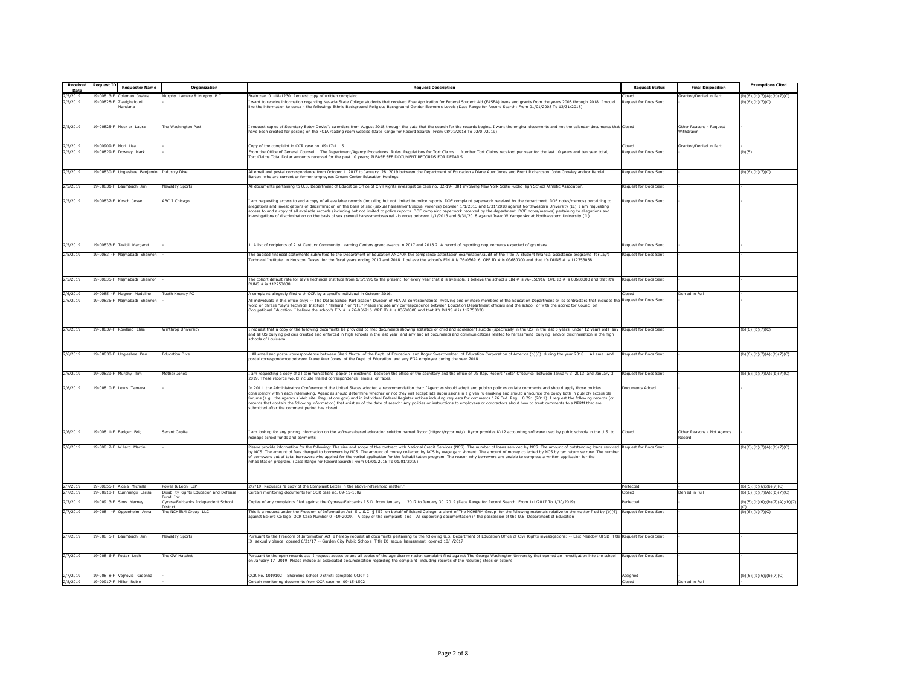| Received Date | Request ID | Requester Name | Organization | Request Description | Request Status | Final Disposition | Exemptions Cited |
|---|---|---|---|---|---|---|---|
| 2/5/2019 | 19-008 3-F | Coleman Joshua | Murphy Lamere & Murphy P.C. | Braintree 01-18-1230. Request copy of written complaint. | Closed | Granted/Denied in Part | (b)(6);(b)(7)(A);(b)(7)(C) |
| 2/5/2019 | 19-00828-F | Z aeighafouri Mandana | - | I want to receive information regarding Nevada State College students that received Free App ication for Federal Student Aid (FASFA) loans and grants from the years 2008 through 2018. I would like the information to conta n the following: Ethnic Background Relig ous Background Gender Econom c Levels (Date Range for Record Search: From 01/01/2008 To 12/31/2018) | Request for Docs Sent | - | (b)(6);(b)(7)(C) |
| 2/5/2019 | 19-00825-F | Meck er Laura | The Washington Post | I request copies of Secretary Betsy DeVos's ca endars from August 2018 through the date that the search for the records begins. I want the or ginal documents and not the calendar documents that have been created for posting on the FOIA reading room website (Date Range for Record Search: From 08/01/2018 To 02/0 /2019) | Closed | Other Reasons - Request Withdrawn | - |
| 2/5/2019 | 19-00909-F | Mori Lisa | - | Copy of the complaint in OCR case no. 09-17-1 5. | Closed | Granted/Denied in Part | - |
| 2/5/2019 | 19-00829-F | Downey Mark | - | From the Office of General Counsel. The Department/Agency Procedures Rules Regulations for Tort Cla ms; Number Tort Claims received per year for the last 10 years and ten year total; Tort Claims Total Dol ar amounts received for the past 10 years; PLEASE SEE DOCUMENT RECORDS FOR DETAILS | Request for Docs Sent | - | (b)(5) |
| 2/5/2019 | 19-00830-F | Unglesbee Benjamin | Industry Dive | All email and postal correspondence from October 1 2017 to January 28 2019 between the Department of Education s Diane Auer Jones and Brent Richardson John Crowley and/or Randall Barton who are current or former employees Dream Center Education Holdings. | Request for Docs Sent | - | (b)(6);(b)(7)(C) |
| 2/5/2019 | 19-00831-F | Baumbach Jim | Newsday Sports | All documents pertaining to U.S. Department of Educat on Off ce of Civ l Rights investigat on case no. 02-19- 001 involving New York State Public High School Athletic Association. | Request for Docs Sent | - | - |
| 2/5/2019 | 19-00832-F | K rsch Jesse | ABC 7 Chicago | I am requesting access to and a copy of all ava lable records (inc uding but not imited to police reports DOE compla nt paperwork received by the department DOE notes/memos) pertaining to allegations and invest gations of discriminat on on the basis of sex (sexual harassment/sexual violence) between 1/1/2013 and 6/31/2018 against Northwestern Univers ty (IL). I am requesting access to and a copy of all available records (including but not limited to police reports DOE comp aint paperwork received by the department DOE notes/memos) pertaining to allegations and investigations of discrimination on the basis of sex (sexual harassment/sexual vio ence) between 1/1/2013 and 6/31/2018 against Isaac W Yampo sky at Northwestern University (IL). | Request for Docs Sent | - | - |
| 2/5/2019 | 19-00833-F | Tazioli Margaret | - | 1. A list of recipients of 21st Century Community Learning Centers grant awards n 2017 and 2018 2. A record of reporting requirements expected of grantees. | Request for Docs Sent | - | - |
| 2/5/2019 | 19-0083 -F | Najmabadi Shannon | - | The audited financial statements subm tted to the Department of Education AND/OR the compliance attestation examination/audit of the T tle IV student financial assistance programs for Jay's Technical Institute n Houston Texas for the fiscal years ending 2017 and 2018. I bel eve the school's EIN # is 76-056916 OPE ID # is 03680300 and that it's DUNS # s 112753038. | Request for Docs Sent | - | - |
| 2/5/2019 | 19-00835-F | Najmabadi Shannon | - | The cohort default rate for Jay's Technical Inst tute from 1/1/1996 to the present for every year that it is available. I believe the school s EIN # is 76-056916 OPE ID # s 03680300 and that it's DUNS # is 112753038. | Request for Docs Sent | - | - |
| 2/6/2019 | 19-0085 -F | Magner Madeline | Tueth Keeney PC | A complaint allegedly filed w th OCR by a specific individual in October 2016. | Closed | Den ed n Fu l | - |
| 2/6/2019 | 19-00836-F | Najmabadi Shannon | - | All individuals n this office only: -- The Dal as School Part cipation Division of FSA All correspondence nvolving one or more members of the Education Department or its contractors that includes the word or phrase "Jay's Technical Institute " "Hilliard " or "JTI." P ease inc ude any correspondence between Educat on Department officials and the school or with the accred tor Council on Occupational Education. I believe the school's EIN # s 76-056916 OPE ID # is 03680300 and that it's DUNS # is 112753038. | Request for Docs Sent | - | - |
| 2/6/2019 | 19-00837-F | Rowland Elise | Winthrop University | I request that a copy of the following documents be provided to me: documents showing statistics of chi d and adolescent suic de (specifically n the US in the last 5 years under 12 years old) any and all US bully ng pol cies created and enforced in high schools in the ast year and any and all documents and communications related to harassment bullying and/or discrimination in the high schools of Louisiana. | Request for Docs Sent | - | (b)(6);(b)(7)(C) |
| 2/6/2019 | 19-00838-F | Unglesbee Ben | Education Dive | All email and postal correspondence between Shari Mecca of the Dept. of Education and Roger Swartzwelder of Education Corporat on of Amer ca (b)(6) during the year 2018. All ema l and postal correspondence between D ane Auer Jones of the Dept. of Education and any EGA employee during the year 2018. | Request for Docs Sent | - | (b)(6);(b)(7)(A);(b)(7)(C) |
| 2/6/2019 | 19-00839-F | Murphy Tim | Mother Jones | I am requesting a copy of a l communications paper or electronic between the office of the secretary and the office of US Rep. Robert "Beto" O'Rourke between January 3 2013 and January 3 2019. These records would nclude mailed correspondence emails or faxes. | Request for Docs Sent | - | (b)(6);(b)(7)(A);(b)(7)(C) |
| 2/6/2019 | 19-008 0-F | Lew s Tamara | - | In 2011 the Administrative Conference of the United States adopted a recommendation that: "Agenc es should adopt and publ sh polic es on late comments and shou d apply those po icies cons stently within each rulemaking. Agenc es should determine whether or not they will accept late submissions in a given ru emaking and should announce the po icy both n publ cly access ble forums (e.g. the agency s Web site Regu at ons.gov) and in individual Federal Register notices includ ng requests for comments." 76 Fed. Reg. 8 791 (2011). I request the follow ng records (or records that contain the following information) that exist as of the date of search: Any policies or instructions to employees or contractors about how to treat comments to a NPRM that are submitted after the comment period has closed. | Documents Added | | |
| 2/6/2019 | 19-008 1-F | Badger Brig | Serent Capital | I am look ng for any pric ng nformation on the software-based education solution named Rycor (https://rycor.net/). Rycor provides K-12 accounting software used by pub ic schools in the U.S. to manage school funds and payments | Closed | Other Reasons - Not Agency Record | - |
| 2/6/2019 | 19-008 2-F | W llard Martin | - | Please provide information for the following: The size and scope of the contract with National Credit Services (NCS). The number of loans serv ced by NCS. The amount of outstanding loans serviced by NCS. The amount of fees charged to borrowers by NCS. The amount of money collected by NCS by wage garn shment. The amount of money co lected by NCS by tax return seizure. The number of borrowers out of total borrowers who applied for the verbal application for the Rehabilitation program. The reason why borrowers are unable to complete a wr tten application for the rehab litat on program. (Date Range for Record Search: From 01/01/2016 To 01/01/2019) | Request for Docs Sent | - | (b)(6);(b)(7)(A);(b)(7)(C) |
| 2/7/2019 | 19-00855-F | Alcala Michelle | Powell & Leon LLP | 2/7/19: Requests "a copy of the Complaint Letter n the above-referenced matter." | Perfected | - | (b)(5);(b)(6);(b)(7)(C) |
| 2/7/2019 | 19-00918-F | Cummings Larisa | Disabi ity Rights Education and Defense Fund Inc. | Certain monitoring documents for OCR case no. 09-15-1502 | Closed | Den ed n Fu l | (b)(6);(b)(7)(A);(b)(7)(C) |
| 2/7/2019 | 19-00913-F | Sims Marney | Cyress-Fairbanks Independent School Distr ct | Copies of any complaints filed against the Cypress-Fairbanks I.S.D. from January 1 2017 to January 30 2019 (Date Range for Record Search: From 1/1/2017 To 1/30/2019) | Perfected | - | (b)(5);(b)(6);(b)(7)(A);(b)(7)(C) |
| 2/7/2019 | 19-008 -F | Oppenheim Anna | The NCHERM Group LLC | This is a request under the Freedom of Information Act 5 U.S.C. § 552 on behalf of Eckerd College a cl ent of The NCHERM Group for the following mater als relative to the matter fi ed by (b)(6) against Eckerd Co lege OCR Case Number 0 -19-2009. A copy of the complaint and All supporting documentation in the possession of the U.S. Department of Education | Request for Docs Sent | - | (b)(6);(b)(7)(C) |
| 2/7/2019 | 19-008 5-F | Baumbach Jim | Newsday Sports | Pursuant to the Freedom of Information Act I hereby request all documents pertaining to the follow ng U.S. Department of Education Office of Civil Rights investigations: -- East Meadow UFSD Title IX sexual v olence opened 6/21/17 -- Garden City Public Schoo s T tle IX sexual harassment opened 10/ /2017 | Request for Docs Sent | - | - |
| 2/7/2019 | 19-008 6-F | Potter Leah | The GW Hatchet | Pursuant to the open records act I request access to and all copies of the age discr m nation complaint fi ed aga nst The George Wash ngton University that opened an nvestigation into the school on January 17 2019. Please include all associated documentation regarding the compla nt including records of the resulting steps or actions. | Request for Docs Sent | - | - |
| 2/7/2019 | 19-008 8-F | Vojnovic Radenka | - | OCR No. 1019102 Shoreline School D strict: complete OCR fi e | Assigned | - | (b)(5);(b)(6);(b)(7)(C) |
| 2/8/2019 | 19-00917-F | Miller Rob n | - | Certain monitoring documents from OCR case no. 09-15-1502 | Closed | Den ed n Fu l | |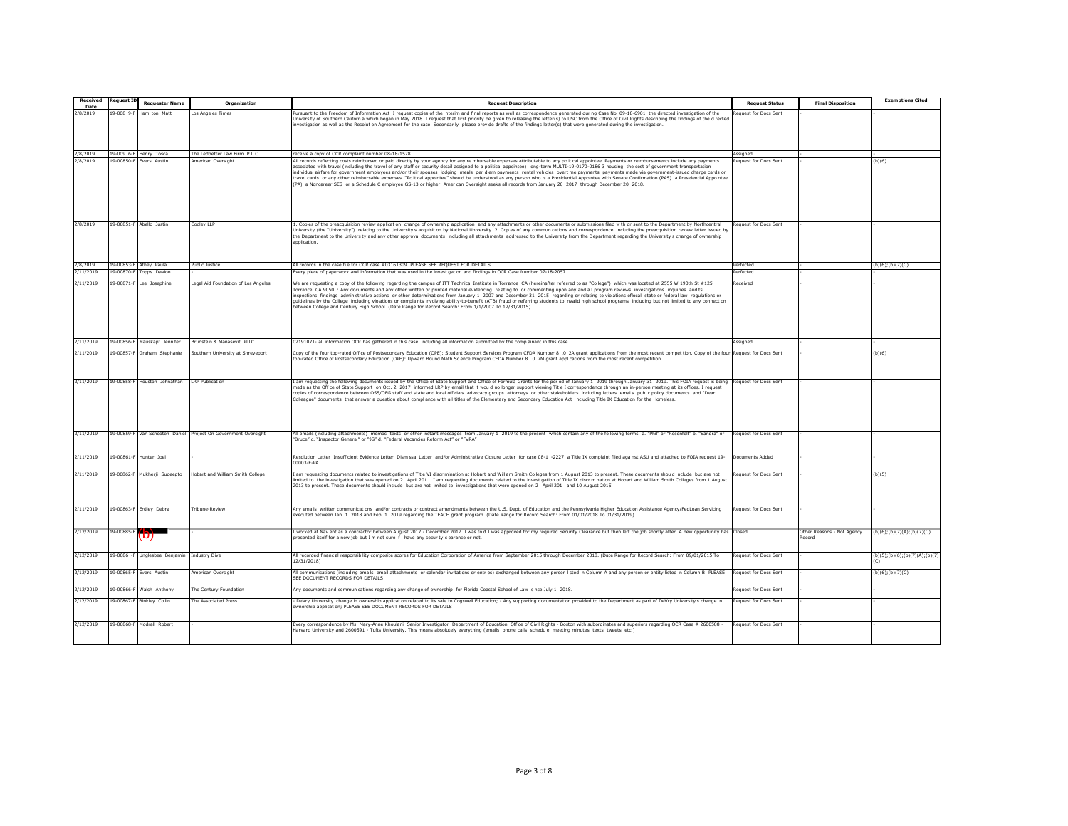| Received Date | Request ID | Requester Name | Organization | Request Description | Request Status | Final Disposition | Exemptions Cited |
|---|---|---|---|---|---|---|---|
| 2/8/2019 | 19-008 9-F | Hami ton Matt | Los Ange es Times | Pursuant to the Freedom of Information Act I request copies of the nterim and f nal reports as well as correspondence generated dur ng Case No. 09-18-6901 the directed investigation of the University of Southern Californ a which began in May 2018. I request that first priority be given to releasing the letter(s) to USC from the Office of Civil Rights describing the findings of the d rected investigation as well as the Resolut on Agreement for the case. Secondar ly please provide drafts of the findings letter(s) that were generated during the investigation. | Request for Docs Sent | - | |
| 2/8/2019 | 19-009 6-F | Henry Tosca | The Ledbetter Law Firm P.L.C. | receive a copy of OCR complaint number 08-18-1578. | Assigned | - | - |
| 2/8/2019 | 19-00850-F | Evers Austin | American Overs ght | All records reflecting costs reimbursed or paid directly by your agency for any re mbursable expenses attributable to any po it cal appointee. Payments or reimbursements include any payments associated with travel (including the travel of any staff or security detail assigned to a political appointee) long-term MULTI-19-0170-0186 3 housing the cost of government transportation individual airfare for government employees and/or their spouses lodging meals per d em payments rental veh cles overt me payments payments made via government-issued charge cards or travel cards or any other reimbursable expenses. "Po it cal appointee" should be understood as any person who is a Presidential Appointee with Senate Confirmation (PAS) a Pres dential Appo ntee (PA) a Noncareer SES or a Schedule C employee GS-13 or higher. Amer can Oversight seeks all records from January 20 2017 through December 20 2018. | Request for Docs Sent | - | (b)(6) |
| 2/8/2019 | 19-00851-F | Abello Justin | Cooley LLP | 1. Copies of the preacquisition review applicat on change of ownersh p appl cation and any attachments or other documents or submissions filed w th or sent to the Department by Northcentral University (the "University") relating to the University s acquisit on by National University. 2. Cop es of any commun cations and correspondence including the preacquisition review letter issued by the Department to the Univers ty and any other approval documents including all attachments addressed to the Univers ty from the Department regarding the Univers ty s change of ownership application. | Request for Docs Sent | - | - |
| 2/8/2019 | 19-00853-F | Athey Paula | Publ c Justice | All records n the case f e for OCR case #03161309. PLEASE SEE REQUEST FOR DETAILS | Perfected | - | (b)(6);(b)(7)(C) |
| 2/11/2019 | 19-00870-F | Topps Davion | - | Every piece of paperwork and information that was used in the invest gat on and findings in OCR Case Number 07-18-2057. | Perfected | - | - |
| 2/11/2019 | 19-00871-F | Lee Josephine | Legal Aid Foundation of Los Angeles | We are requesting a copy of the follow ng regard ng the campus of ITT Technical Institute in Torrance CA (hereinafter referred to as "College") which was located at 2555 W 190th St #125 Torrance CA 9050 : Any documents and any other written or printed material evidencing re ating to or commenting upon any and a l program reviews investigations inquiries audits inspections findings admin strative actions or other determinations from January 1 2007 and December 31 2015 regarding or relating to vio ations oflocal state or federal law regulations or guidelines by the College including violations or compla nts nvolving ability-to-benefit (ATB) fraud or referring students to nvalid high school programs including but not limited to any connect on between College and Century High School. (Date Range for Record Search: From 1/1/2007 To 12/31/2015) | Received | - | - |
| 2/11/2019 | 19-00856-F | Mauskapf Jenn fer | Brunstein & Manasevit PLLC | 02191071- all information OCR has gathered in this case including all information subm tted by the comp ainant in this case | Assigned | - | - |
| 2/11/2019 | 19-00857-F | Graham Stephanie | Southern University at Shreveport | Copy of the four top-rated Off ce of Postsecondary Education (OPE): Student Support Services Program CFDA Number 8 .0 2A grant applications from the most recent compet tion. Copy of the four top-rated Office of Postsecondary Education (OPE): Upward Bound Math Sc ence Program CFDA Number 8 .0 7M grant appl cations from the most recent competition. | Request for Docs Sent | - | (b)(6) |
| 2/11/2019 | 19-00858-F | Houston Johnathan | LRP Publicat on | I am requesting the following documents issued by the Office of State Support and Office of Formula Grants for the per od of January 1 2019 through January 31 2019. This FOIA request is being made as the Off ce of State Support on Oct. 2 2017 informed LRP by email that it wou d no longer support viewing Tit e I correspondence through an in-person meeting at its offices. I request copies of correspondence between OSS/OFG staff and state and local officials advocacy groups attorneys or other stakeholders including letters emai s publ c policy documents and "Dear Colleague" documents that answer a question about compl ance with all titles of the Elementary and Secondary Education Act ncluding Title IX Education for the Homeless. | Request for Docs Sent | - | - |
| 2/11/2019 | 19-00859-F | Van Schooten Daniel | Project On Government Oversight | All emails (including attachments) memos texts or other instant messages from January 1 2019 to the present which contain any of the fo lowing terms: a. "Phil" or "Rosenfelt" b. "Sandra" or "Bruce" c. "Inspector General" or "IG" d. "Federal Vacancies Reform Act" or "FVRA" | Request for Docs Sent | - | - |
| 2/11/2019 | 19-00861-F | Hunter Joel | - | Resolution Letter Insufficient Evidence Letter Dism ssal Letter and/or Administrative Closure Letter for case 08-1 -2227 a Title IX complaint filed aga nst ASU and attached to FOIA request 19-00003-F-PA. | Documents Added | - | - |
| 2/11/2019 | 19-00862-F | Mukherji Sudeepto | Hobart and William Smith College | I am requesting documents related to investigations of Title VI discrimination at Hobart and Will am Smith Colleges from 1 August 2013 to present. These documents shou d nclude but are not limited to the investigation that was opened on 2 April 201 . I am requesting documents related to the invest gation of Title IX discr m nation at Hobart and Wil iam Smith Colleges from 1 August 2013 to present. These documents should include but are not imited to investigations that were opened on 2 April 201 and 10 August 2015. | Request for Docs Sent | - | (b)(5) |
| 2/11/2019 | 19-00863-F | Erdley Debra | Tribune-Review | Any ema ls written communicat ons and/or contracts or contract amendments between the U.S. Dept. of Education and the Pennsylvania H gher Education Assistance Agency/FedLoan Servicing executed between Jan. 1 2018 and Feb. 1 2019 regarding the TEACH grant program. (Date Range for Record Search: From 01/01/2018 To 01/31/2019) | Request for Docs Sent | - | - |
| 2/12/2019 | 19-00885-F | (b) | - | I worked at Nav ent as a contractor between August 2017 - December 2017. I was to d I was approved for my requ red Security Clearance but then left the job shortly after. A new opportunity has presented itself for a new job but I m not sure f i have any secur ty c earance or not. | Closed | Other Reasons - Not Agency Record | (b)(6);(b)(7)(A);(b)(7)(C) |
| 2/12/2019 | 19-0086 -F | Unglesbee Benjamin | Industry Dive | All recorded financ al responsibility composite scores for Education Corporation of America from September 2015 through December 2018. (Date Range for Record Search: From 09/01/2015 To 12/31/2018) | Request for Docs Sent | - | (b)(5);(b)(6);(b)(7)(A);(b)(7)(C) |
| 2/12/2019 | 19-00865-F | Evers Austin | American Overs ght | All communications (inc ud ng ema ls email attachments or calendar invitat ons or entr es) exchanged between any person l sted n Column A and any person or entity listed in Column B: PLEASE SEE DOCUMENT RECORDS FOR DETAILS | Request for Docs Sent | - | (b)(6);(b)(7)(C) |
| 2/12/2019 | 19-00866-F | Walsh Anthony | The Century Foundation | Any documents and commun cations regarding any change of ownership for Florida Coastal School of Law s nce July 1 2018. | Request for Docs Sent | - | - |
| 2/12/2019 | 19-00867-F | Binkley Co lin | The Associated Press | - DeVry University change in ownership applicat on related to its sale to Cogswell Education; - Any supporting documentation provided to the Department as part of DeVry University s change n ownership applicat on; PLEASE SEE DOCUMENT RECORDS FOR DETAILS | Request for Docs Sent | - | - |
| 2/12/2019 | 19-00868-F | Modrall Robert | - | Every correspondence by Ms. Mary-Anne Khoulani Senior Investigator Department of Education Off ce of Civ l Rights - Boston with subordinates and superiors regarding OCR Case # 2600588 - Harvard University and 2600591 - Tufts University. This means absolutely everything (emails phone calls schedu e meeting minutes texts tweets etc.) | Request for Docs Sent | - | - |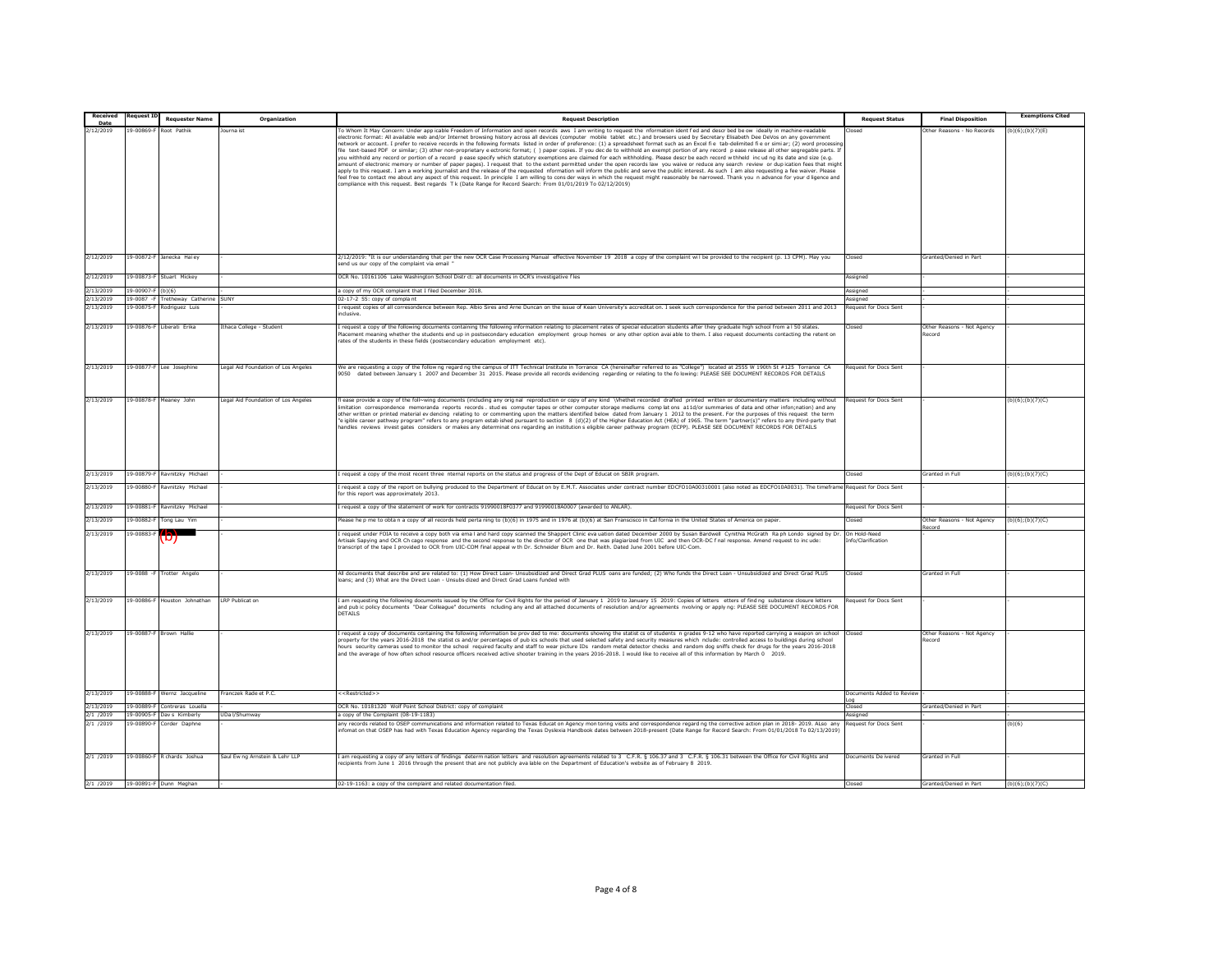| Received Date | Request ID | Requester Name | Organization | Request Description | Request Status | Final Disposition | Exemptions Cited |
|---|---|---|---|---|---|---|---|
| 2/12/2019 | 19-00869-F | Root Pathik | Journa ist | To Whom It May Concern: Under app icable Freedom of Information and open records aws I am writing to request the nformation ident f ed and descr bed be ow ideally in machine-readable electronic format: All available web and/or Internet browsing history across all devices (computer mobile tablet etc.) and browsers used by Secretary Elisabeth Dee DeVos on any government network or account. I prefer to receive records in the following formats listed in order of preference: (1) a spreadsheet format such as an Excel fi e tab-delimited fi e or simi ar; (2) word processing file text-based PDF or similar; (3) other non-proprietary e ectronic format; ( ) paper copies. If you dec de to withhold an exempt portion of any record p ease release all other segregable parts. If you withhold any record or portion of a record p ease specify which statutory exemptions are claimed for each withholding. Please descr be each record w thheld inc ud ng its date and size (e.g. amount of electronic memory or number of paper pages). I request that to the extent permitted under the open records law you waive or reduce any search review or dup ication fees that might apply to this request. I am a working journalist and the release of the requested nformation will inform the public and serve the public interest. As such I am also requesting a fee waiver. Please feel free to contact me about any aspect of this request. In principle I am willing to cons der ways in which the request might reasonably be narrowed. Thank you n advance for your d ligence and compliance with this request. Best regards T k (Date Range for Record Search: From 01/01/2019 To 02/12/2019) | Closed | Other Reasons - No Records | (b)(6);(b)(7)(E) |
| 2/12/2019 | 19-00872-F | Janecka Hai ey | - | 2/12/2019: "It is our understanding that per the new OCR Case Processing Manual effective November 19 2018 a copy of the complaint wi l be provided to the recipient (p. 13 CPM). May you send us our copy of the complaint via email " | Closed | Granted/Denied in Part | - |
| 2/12/2019 | 19-00873-F | Stuart Mickey | - | OCR No. 10161106 Lake Washington School Distr ct: all documents in OCR's investigative f les | Assigned | - | - |
| 2/13/2019 | 19-00907-F | (b)(6) | | a copy of my OCR complaint that I filed December 2018. | Assigned | - | - |
| 2/13/2019 | 19-0087 -F | Tretheway Catherine | SUNY | 02-17-2 55: copy of compla nt | Assigned | - | - |
| 2/13/2019 | 19-00875-F | Rodriguez Luis | - | I request copies of all corresondence between Rep. Albio Sires and Arne Duncan on the issue of Kean University's accreditat on. I seek such correspondence for the period between 2011 and 2013 inclusive. | Request for Docs Sent | - | - |
| 2/13/2019 | 19-00876-F | Liberati Erika | Ithaca College - Student | I request a copy of the following documents containing the following information relating to placement rates of special education students after they graduate high school from a l 50 states. Placement meaning whether the students end up in postsecondary education employment group homes or any other option avai able to them. I also request documents contacting the retent on rates of the students in these fields (postsecondary education employment etc). | Closed | Other Reasons - Not Agency Record | - |
| 2/13/2019 | 19-00877-F | Lee Josephine | Legal Aid Foundation of Los Angeles | We are requesting a copy of the follow ng regard ng the campus of ITT Technical Institute in Torrance CA (hereinafter referred to as "College") located at 2555 W 190th St #125 Torrance CA 9050 dated between January 1 2007 and December 31 2015. Please provide all records evidencing regarding or relating to the fo lowing: PLEASE SEE DOCUMENT RECORDS FOR DETAILS | Request for Docs Sent | - | - |
| 2/13/2019 | 19-00878-F | Meaney John | Legal Aid Foundation of Los Angeles | fl ease provide a copy of the foll~wing documents (including any orig nal reproduction or copy of any kind \Vhethet recorded drafted printed written or documentary matters including without limitation correspondence memoranda reports records . stud es computer tapes or other computer storage mediums comp lat ons a11d/or summaries of data and other infon;nation) and any other written or printed material ev dencing relating to or commenting upon the matters identified below dated from January 1 2012 to the present. For the purposes of this request the term "e igible career pathway program" refers to any program estab ished pursuant to section 8 (d)(2) of the Higher Education Act (HEA) of 1965. The term "partner(s)" refers to any third-party that handles reviews invest gates considers or makes any determinat ons regarding an institution s eligible career pathway program (ECPP). PLEASE SEE DOCUMENT RECORDS FOR DETAILS | Request for Docs Sent | - | (b)(6);(b)(7)(C) |
| 2/13/2019 | 19-00879-F | Ravnitzky Michael | - | I request a copy of the most recent three nternal reports on the status and progress of the Dept of Educat on SBIR program. | Closed | Granted in Full | (b)(6);(b)(7)(C) |
| 2/13/2019 | 19-00880-F | Ravnitzky Michael | - | I request a copy of the report on bullying produced to the Department of Educat on by E.M.T. Associates under contract number EDCFO10A00310001 (also noted as EDCFO10A0031). The timeframe for this report was approximately 2013. | Request for Docs Sent | - | - |
| 2/13/2019 | 19-00881-F | Ravnitzky Michael | - | I request a copy of the statement of work for contracts 91990018F0377 and 91990018A0007 (awarded to ANLAR). | Request for Docs Sent | - | - |
| 2/13/2019 | 19-00882-F | Tong Lau Yim | - | Please he p me to obta n a copy of all records held perta ning to (b)(6) in 1975 and in 1976 at (b)(6) at San Franscisco in Cal fornia in the United States of America on paper. | Closed | Other Reasons - Not Agency Record | (b)(6);(b)(7)(C) |
| 2/13/2019 | 19-00883-F | (b) | - | I request under FOIA to receive a copy both via ema l and hard copy scanned the Shappert Clinic eva uation dated December 2000 by Susan Bardwell Cynithia McGrath Ra ph Londo signed by Dr. Artisak Sapying and OCR Ch cago response and the second response to the director of OCR one that was plagiarized from UIC and then OCR-DC f nal response. Amend request to inc ude: transcript of the tape I provided to OCR from UIC-COM final appeal w th Dr. Schneider Blum and Dr. Reith. Dated June 2001 before UIC-Com. | On Hold-Need Info/Clarification | - | - |
| 2/13/2019 | 19-0088 -F | Trotter Angelo | - | All documents that describe and are related to: (1) How Direct Loan- Unsubsidized and Direct Grad PLUS oans are funded; (2) Who funds the Direct Loan - Unsubsidized and Direct Grad PLUS loans; and (3) What are the Direct Loan - Unsubs dized and Direct Grad Loans funded with | Closed | Granted in Full | - |
| 2/13/2019 | 19-00886-F | Houston Johnathan | LRP Publicat on | I am requesting the following documents issued by the Office for Civil Rights for the period of January 1 2019 to January 15 2019: Copies of letters etters of find ng substance closure letters and pub ic policy documents "Dear Colleague" documents nclude ng any and all attached documents of resolution and/or agreements nvolving or apply ng: PLEASE SEE DOCUMENT RECORDS FOR DETAILS | Request for Docs Sent | - | - |
| 2/13/2019 | 19-00887-F | Brown Hallie | - | I request a copy of documents containing the following information be prov ded to me: documents showing the statist cs of students n grades 9-12 who have reported carrying a weapon on school property for the years 2016-2018 the statist cs and/or percentages of pub ics schools that used selected safety and security measures which nclude: controlled access to buildings during school hours security cameras used to monitor the school required faculty and staff to wear picture IDs random metal detector checks and random dog sniffs check for drugs for the years 2016-2018 and the average of how often school resource officers received active shooter training in the years 2016-2018. I would like to receive all of this information by March 0 2019. | Closed | Other Reasons - Not Agency Record | - |
| 2/13/2019 | 19-00888-F | Wernz Jacqueline | Franczek Rade et P.C. | <<Restricted>> | Documents Added to Review Log | - | - |
| 2/13/2019 | 19-00889-F | Contreras Louella | - | OCR No. 10181320 Wolf Point School District: copy of complaint | Closed | Granted/Denied in Part | - |
| 2/1 /2019 | 19-00905-F | Dav s Kimberly | UDa l/Shumway | a copy of the Complaint (08-19-1183) | Assigned | - | - |
| 2/1 /2019 | 19-00890-F | Corder Daphne | - | any records related to OSEP communications and information related to Texas Educat on Agency mon toring visits and correspondence regard ng the corrective action plan in 2018- 2019. ALso any infomat on that OSEP has had with Texas Education Agency regarding the Texas Dyslexia Handbook dates between 2018-present (Date Range for Record Search: From 01/01/2018 To 02/13/2019) | Request for Docs Sent | - | (b)(6) |
| 2/1 /2019 | 19-00860-F | R chards Joshua | Saul Ew ng Arnstein & Lehr LLP | I am requesting a copy of any letters of findings determ nation letters and resolution agreements related to 3 C.F.R. § 106.37 and 3 C.F.R. § 106.31 between the Office for Civil Rights and recipients from June 1 2016 through the present that are not publicly ava lable on the Department of Education's website as of February 8 2019. | Documents De ivered | Granted in Full | - |
| 2/1 /2019 | 19-00891-F | Dunn Meghan | - | 02-19-1163: a copy of the complaint and related documentation filed. | Closed | Granted/Denied in Part | (b)(6);(b)(7)(C) |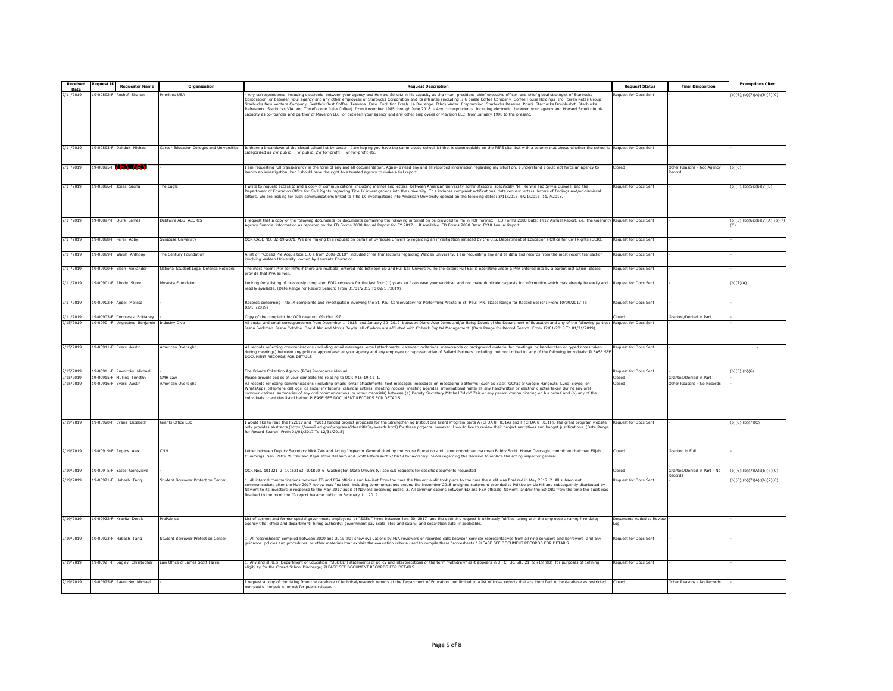| Received Date | Request ID | Requester Name | Organization | Request Description | Request Status | Final Disposition | Exemptions Cited |
|---|---|---|---|---|---|---|---|
| 2/1 /2019 | 19-00892-F | Reshef Sharon | Priorit es USA | - Any correspondence including electronic between your agency and Howard Schultz in his capacity as cha rman president chief executive officer and chief global strategist of Starbucks Corporation or between your agency and any other employees of Starbucks Corporation and its affi iates (including Il G omale Coffee Company Coffee House Hold ngs Inc. Siren Retail Group Starbucks New Venture Company Seattle's Best Coffee Teavana Tazo Evolution Fresh La Bou ange Ethos Water Frappuccino Starbucks Reserve Princi Starbucks Doubleshot Starbucks Refreshers Starbucks VIA and Torrefazione Ital a Coffee) from November 1985 through June 2018. - Any correspondence including electronic between your agency and Howard Schultz in his capacity as co-founder and partner of Maveron LLC or between your agency and any other employees of Maveron LLC from January 1998 to the present. | Request for Docs Sent | - | (b)(6);(b)(7)(A);(b)(7)(C) |
| 2/1 /2019 | 19-00893-F | Dakduk Michael | Career Education Colleges and Universities | Is there a breakdown of the closed school l st by sector I am hop ng you have the same closed school ist that is downloadable on the PEPS site but w th a column that shows whether the school is categorized as 2yr pub ic yr public 2yr for-profit yr for-profit etc. | Request for Docs Sent | - | - |
| 2/1 /2019 | 19-00895-F | (b)(6) | - | I am requesting full transparency in the form of any and all documentation. Aga n- I need any and all recorded information regarding my situat on. I understand I could not force an agency to launch an investigation but I should have the right to a trusted agency to make a fu l report. | Closed | Other Reasons - Not Agency Record | (b)(6) |
| 2/1 /2019 | 19-00896-F | Jones Sasha | The Eagle | I write to request access to and a copy of commun cations including memos and letters between American University admin strators specifically Ne l Kerwin and Sylvia Burwell and the Department of Education Office for Civil Rights regarding Title IX invest gations into the university. Th s includes complaint notificat ons data request letters letters of findings and/or dismissal letters. We are looking for such communications linked to T tle IX nvestigations into American University opened on the following dates: 3/11/2015 6/21/2016 11/7/2018. | Request for Docs Sent | - | (b)( );(b)(5);(b)(7)(E) |
| 2/1 /2019 | 19-00897-F | Quirk James | Debtwire ABS ACURIS | I request that a copy of the following documents or documents containing the follow ng informat on be provided to me in PDF format: ED Forms 2000 Data: FY17 Annual Report. i.e. The Guaranty Agency financial information as reported on the ED Forms 2000 Annual Report for FY 2017. If availab e ED Forms 2000 Data: FY18 Annual Report. | Request for Docs Sent | - | (b)(5);(b)(6);(b)(7)(A);(b)(7)(C) |
| 2/1 /2019 | 19-00898-F | Perer Abby | Syracuse University | OCR CASE NO. 02-19-2071. We are making th s request on behalf of Syracuse Universi ty regarding an investigation initiated by the U.S. Department of Education s Off ce for Civil Rights (OCR). | Request for Docs Sent | - | - |
| 2/1 /2019 | 19-00899-F | Walsh Anthony | The Century Foundation | A ist of "Closed Pre Acquisition CIO s from 2009-2018" included three transactions regarding Walden Univers ty. I am requesting any and all data and records from the most recent transaction involving Walden University owned by Laureate Education. | Request for Docs Sent | - | - |
| 2/1 /2019 | 19-00900-F | Elson Alexander | National Student Legal Defense Network | The most recent PPA (or PPAs if there are multiple) entered into between ED and Full Sail University. To the extent Full Sail is operating under a PPA entered into by a parent inst tution please prov de that PPA as well. | Request for Docs Sent | - | - |
| 2/1 /2019 | 19-00901-F | Rhode Steve | Myvesta Foundation | Looking for a list ng of previously comp eted FOIA requests for the last four ( ) years so I can ease your workload and not make duplicate requests for information which may already be easily and read ly available. (Date Range for Record Search: From 01/01/2015 To 02/1 /2019) | Request for Docs Sent | - | (b)(7)(A) |
| 2/1 /2019 | 19-00902-F | Appel Melissa | - | Records concerning Title IX complaints and investigation involving the St. Paul Conservatory for Performing Artists in St. Paul MN. (Date Range for Record Search: From 10/09/2017 To 02/1 /2019) | Request for Docs Sent | - | - |
| 2/1 /2019 | 19-00903-F | Contreras Brittaney | - | Copy of the complaint for OCR case no. 09-19-1197 | Closed | Granted/Denied in Part | - |
| 2/15/2019 | 19-0090 -F | Unglesbee Benjamin | Industry Dive | All postal and email correspondence from December 1 2018 and January 30 2019 between Diane Auer Jones and/or Betsy DeVos of the Department of Education and any of the following parties: Jason Beckman Jason Colodne Dav d Aho and Morris Beyda all of whom are affil ated with Colbeck Capital Management. (Date Range for Record Search: From 12/01/2018 To 01/31/2019) | Request for Docs Sent | - | - |
| 2/15/2019 | 19-00911-F | Evers Austin | American Overs ght | All records reflecting communications (including email messages ema l attachments calendar invitations memoranda or background material for meetings or handwritten or typed notes taken during meetings) between any political appointees* at your agency and any employee or representative of Ballard Partners including but not l mited to any of the following individuals: PLEASE SEE DOCUMENT RECORDS FOR DETAILS | Request for Docs Sent | - | - |
| 2/15/2019 | 19-0091 -F | Ravnitzky Michael | - | The Private Collection Agency (PCA) Procedures Manual. | Request for Docs Sent | - | (b)(5);(b)(6) |
| 2/15/2019 | 19-00915-F | Mullins Timothy | GMH Law | Please provide cop es of your complete file relat ng to OCR #15-19-11 1. | Closed | Granted/Denied in Part | - |
| 2/15/2019 | 19-00916-F | Evers Austin | American Overs ght | All records reflecting communications (including emails email attachments text messages messages on messaging p atforms (such as Slack GChat or Google Hangouts Lync Skype or WhatsApp) telephone call logs ca endar invitations calendar entries meeting notices meeting agendas informational mater al any handwritten or electronic notes taken dur ng any oral communications summaries of any oral communications or other materials) between (a) Deputy Secretary Mitche l "M ck" Zais or any person communicating on his behalf and (b) any of the individuals or entities listed below: PLEASE SEE DOCUMENT RECORDS FOR DETAILS | Closed | Other Reasons - No Records | - |
| 2/19/2019 | 19-00920-F | Evans Elizabeth | Grants Office LLC | I would like to read the FY2017 and FY2018 funded project proposals for the Strengthen ng Institut ons Grant Program parts A (CFDA 8 .031A) and F (CFDA 8 .031F). The grant program website only provides abstracts (https://www2.ed.gov/programs/iduestitle3a/awards.html) for these projects however I would like to review their project narratives and budget justificat ons. (Date Range for Record Search: From 01/01/2017 To 12/31/2018) | Request for Docs Sent | - | (b)(6);(b)(7)(C) |
| 2/19/2019 | 19-009 9-F | Rogers Alex | CNN | Letter between Deputy Secretary Mick Zais and Acting Inspector General cited by the House Education and Labor committee cha rman Bobby Scott House Oversight committee chairman Elijah Cummings Sen. Patty Murray and Reps. Rosa DeLauro and Scott Peters sent 2/19/19 to Secretary DeVos regarding the decision to replace the act ng inspector general. | Closed | Granted in Full | - |
| 2/19/2019 | 19-009 5-F | Yates Genevieve | - | OCR Nos. 101221 2 10152153 101820 6 Washington State Univers ty: see sub requests for specific documents requested | Closed | Granted/Denied in Part - No Records | (b)(6);(b)(7)(A);(b)(7)(C) |
| 2/19/2019 | 19-00921-F | Habash Tariq | Student Borrower Protect on Center | 1. All internal communications between ED and FSA officia s and Navient from the time the Nav ent audit took p ace to the time the audit was final zed in May 2017. 2. All subsequent communications after the May 2017 rev ew was fina ized including communicat ons around the November 2018 unsigned statement provided to Pol tico by Liz Hill and subsequently distributed by Navient to its investors in response to the May 2017 audit of Navient becoming public. 3. All commun cations between ED and FSA officials Navient and/or the ED OIG from the time the audit was finalized to the po nt the IG report became publ c on February 1 2019. | Request for Docs Sent | - | (b)(6);(b)(7)(A);(b)(7)(C) |
| 2/19/2019 | 19-00922-F | Kravitz Derek | ProPublica | List of current and former special government employees or "SGEs " hired between Jan. 20 2017 and the date th s request is u timately fulfilled along w th the emp oyee s name; h re date; agency title; office and department; hiring authority; government pay scale step and salary; and separation date if applicable. | Documents Added to Review Log | - | - |
| 2/19/2019 | 19-00923-F | Habash Tariq | Student Borrower Protect on Center | 1. All "scoresheets" compi ed between 2009 and 2019 that show eva uations by FSA reviewers of recorded calls between servicer representatives from all nine servicers and borrowers and any guidance policies and procedures or other materials that explain the evaluation criteria used to compile these "scoresheets." PLEASE SEE DOCUMENT RECORDS FOR DETAILS | Request for Docs Sent | - | - |
| 2/19/2019 | 19-0092 -F | Bag ey Christopher | Law Office of James Scott Farrin | 1. Any and all U.S. Department of Education ("USDOE") statements of po icy and interpretations of the term "withdrew" as it appears n 3 C.F.R. 685.21 (c)(1)( )(B) for purposes of def ning eligibi ity for the Closed School Discharge; PLEASE SEE DOCUMENT RECORDS FOR DETAILS | Request for Docs Sent | - | - |
| 2/19/2019 | 19-00925-F | Ravnitzky Michael | - | I request a copy of the listing from the database of technical/research reports at the Department of Education but limited to a list of those reports that are ident f ed n the database as restricted non-publ c nonpub ic or not for public release. | Closed | Other Reasons - No Records | - |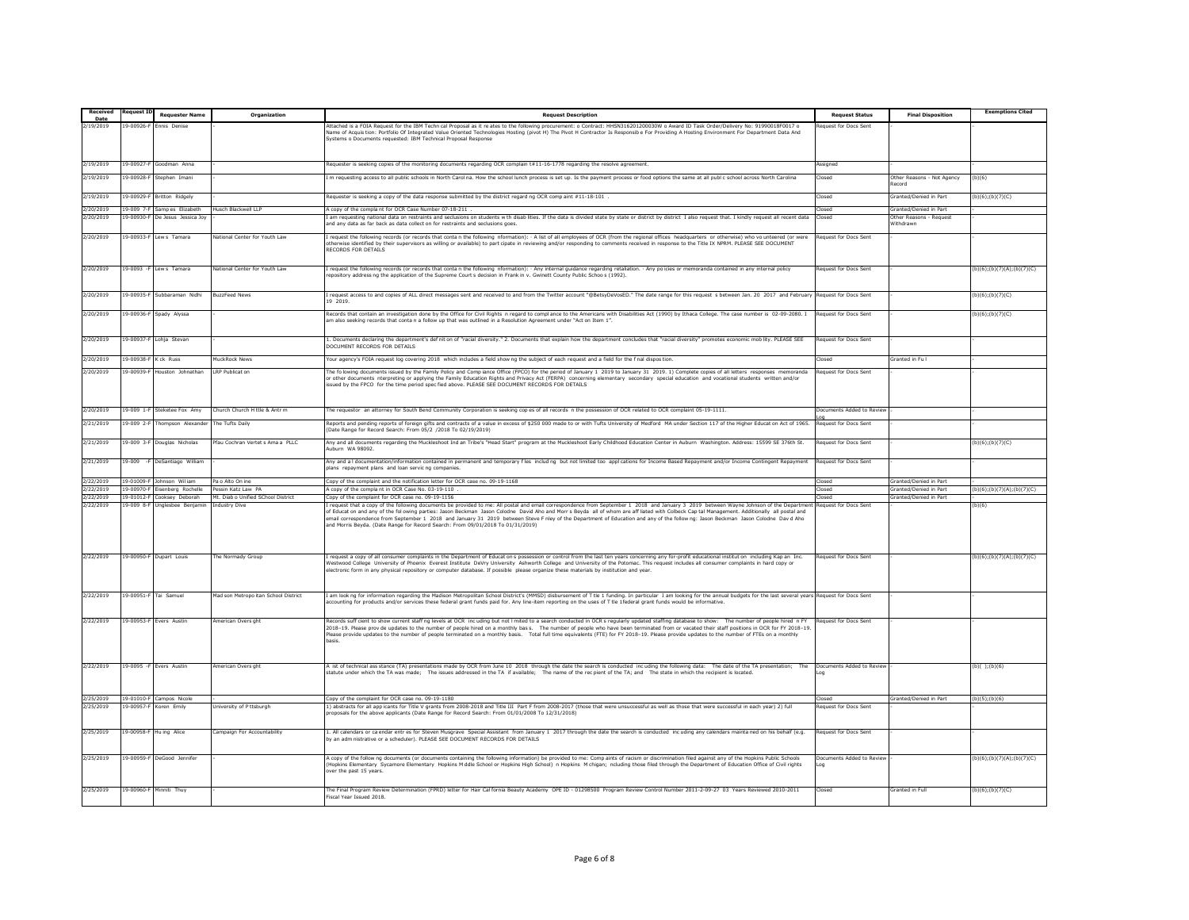| Received Date | Request ID | Requester Name | Organization | Request Description | Request Status | Final Disposition | Exemptions Cited |
|---|---|---|---|---|---|---|---|
| 2/19/2019 | 19-00926-F | Ennis Denise | - | Attached is a FOIA Request for the IBM Techn cal Proposal as it re ates to the following procurement: o Contract: HHSN316201200030W o Award ID Task Order/Delivery No: 91990018F0017 o Name of Acquis tion: Portfolio Of Integrated Value Oriented Technologies Hosting (pivot H) The Pivot H Contractor Is Responsib e For Providing A Hosting Environment For Department Data And Systems o Documents requested: IBM Technical Proposal Response | Request for Docs Sent | - | |
| 2/19/2019 | 19-00927-F | Goodman Anna | - | Requester is seeking copies of the monitoring documents regarding OCR complain t#11-16-1778 regarding the resolve agreement. | Assigned | | |
| 2/19/2019 | 19-00928-F | Stephen Imani | - | I m requesting access to all public schools in North Carol na. How the school lunch process is set up. Is the payment process or food options the same at all publ c school across North Carolina | Closed | Other Reasons - Not Agency Record | (b)(6) |
| 2/19/2019 | 19-00929-F | Britton Ridgely | - | Requester is seeking a copy of the data response submitted by the district regard ng OCR comp aint #11-18-101 . | Closed | Granted/Denied in Part | (b)(6);(b)(7)(C) |
| 2/20/2019 | 19-009 7-F | Samp es Elizabeth | Husch Blackwell LLP | A copy of the compla nt for OCR Case Number 07-18-211 . | Closed | Granted/Denied in Part | - |
| 2/20/2019 | 19-00930-F | De Jesus Jessica Joy | - | I am requesting national data on restraints and seclusions on students w th disab lities. If the data is divided state by state or district by district I also request that. I kindly request all recent data and any data as far back as data collect on for restraints and seclusions goes. | Closed | Other Reasons - Request Withdrawn | - |
| 2/20/2019 | 19-00933-F | Lew s Tamara | National Center for Youth Law | I request the following records (or records that conta n the following nformation): · A list of all employees of OCR (from the regional offices headquarters or otherwise) who vo unteered (or were otherwise identified by their supervisors as willing or available) to part cipate in reviewing and/or responding to comments received in response to the Title IX NPRM. PLEASE SEE DOCUMENT RECORDS FOR DETAILS | Request for Docs Sent | - | |
| 2/20/2019 | 19-0093 -F | Lew s Tamara | National Center for Youth Law | I request the following records (or records that conta n the following nformation): · Any internal guidance regarding retaliation. · Any po icies or memoranda contained in any internal policy repository address ng the application of the Supreme Court s decision in Frank in v. Gwinett County Public Schoo s (1992). | Request for Docs Sent | - | (b)(6);(b)(7)(A);(b)(7)(C) |
| 2/20/2019 | 19-00935-F | Subbaraman Nidhi | BuzzFeed News | I request access to and copies of ALL direct messages sent and received to and from the Twitter account "@BetsyDeVosED." The date range for this request s between Jan. 20 2017 and February 19 2019. | Request for Docs Sent | - | (b)(6);(b)(7)(C) |
| 2/20/2019 | 19-00936-F | Spady Alyssa | - | Records that contain an investigation done by the Office for Civil Rights n regard to compl ance to the Americans with Disabilities Act (1990) by Ithaca College. The case number is 02-09-2080. I am also seeking records that conta n a follow up that was outlined in a Resolution Agreement under "Act on Item 1". | Request for Docs Sent | - | (b)(6);(b)(7)(C) |
| 2/20/2019 | 19-00937-F | Lohja Stevan | - | 1. Documents declaring the department's def nit on of "racial diversity." 2. Documents that explain how the department concludes that "racial diversity" promotes economic mob lity. PLEASE SEE DOCUMENT RECORDS FOR DETAILS | Request for Docs Sent | | |
| 2/20/2019 | 19-00938-F | K ck Russ | MuckRock News | Your agency's FOIA request log covering 2018 which includes a field show ng the subject of each request and a field for the f nal dispos tion. | Closed | Granted in Fu l | - |
| 2/20/2019 | 19-00939-F | Houston Johnathan | LRP Publicat on | The fo lowing documents issued by the Family Policy and Comp iance Office (FPCO) for the period of January 1 2019 to January 31 2019. 1) Complete copies of all letters responses memoranda or other documents nterpreting or applying the Family Education Rights and Privacy Act (FERPA) concerning elementary secondary special education and vocational students written and/or issued by the FPCO for the time period spec fied above. PLEASE SEE DOCUMENT RECORDS FOR DETAILS | Request for Docs Sent | | |
| 2/20/2019 | 19-009 1-F | Steketee Fox Amy | Church Church H ttle & Antr m | The requestor an attorney for South Bend Community Corporation is seeking cop es of all records n the possession of OCR related to OCR complaint 05-19-1111. | Documents Added to Review Log | - | |
| 2/21/2019 | 19-009 2-F | Thompson Alexander | The Tufts Daily | Reports and pending reports of foreign gifts and contracts of a value in excess of $250 000 made to or with Tufts University of Medford MA under Section 117 of the Higher Educat on Act of 1965. (Date Range for Record Search: From 05/2 /2018 To 02/19/2019) | Request for Docs Sent | - | - |
| 2/21/2019 | 19-009 3-F | Douglas Nicholas | Pfau Cochran Vertet s Ama a PLLC | Any and all documents regarding the Muckleshoot Ind an Tribe's "Head Start" program at the Muckleshoot Early Childhood Education Center in Auburn Washington. Address: 15599 SE 376th St. Auburn WA 98092. | Request for Docs Sent | - | (b)(6);(b)(7)(C) |
| 2/21/2019 | 19-009 -F | DeSantiago William | - | Any and a l documentation/information contained in permanent and temporary f les includ ng but not limited too appl cations for Income Based Repayment and/or Income Contingent Repayment plans repayment plans and loan servic ng companies. | Request for Docs Sent | - | - |
| 2/22/2019 | 19-01009-F | Johnson Wil iam | Pa o Alto On ine | Copy of the complaint and the notification letter for OCR case no. 09-19-1168 | Closed | Granted/Denied in Part | - |
| 2/22/2019 | 19-00970-F | Eisenberg Rochelle | Pessin Katz Law PA | A copy of the compla nt in OCR Case No. 03-19-110 . | Closed | Granted/Denied in Part | (b)(6);(b)(7)(A);(b)(7)(C) |
| 2/22/2019 | 19-01012-F | Cooksey Deborah | Mt. Diab o Unified SChool District | Copy of the complaint for OCR case no. 09-19-1156 | Closed | Granted/Denied in Part | - |
| 2/22/2019 | 19-009 8-F | Unglesbee Benjamin | Industry Dive | I request that a copy of the following documents be provided to me: All postal and email correspondence from September 1 2018 and January 3 2019 between Wayne Johnson of the Department of Educat on and any of the fol owing parties: Jason Beckman Jason Colodne David Aho and Morr s Beyda all of whom are aff liated with Colbeck Cap tal Management. Additionally all postal and email correspondence from September 1 2018 and January 31 2019 between Steve F nley of the Department of Education and any of the follow ng: Jason Beckman Jason Colodne Dav d Aho and Morris Beyda. (Date Range for Record Search: From 09/01/2018 To 01/31/2019) | Request for Docs Sent | - | (b)(6) |
| 2/22/2019 | 19-00950-F | Dupart Louis | The Normady Group | I request a copy of all consumer complaints in the Department of Educat on s possession or control from the last ten years concerning any for-profit educational institut on including Kap an Inc. Westwood College University of Phoenix Everest Institute DeVry University Ashworth College and University of the Potomac. This request includes all consumer complaints in hard copy or electronic form in any physical repository or computer database. If possible please organize these materials by institution and year. | Request for Docs Sent | - | (b)(6);(b)(7)(A);(b)(7)(C) |
| 2/22/2019 | 19-00951-F | Tai Samuel | Mad son Metropo itan School District | I am look ng for information regarding the Madison Metropolitan School District's (MMSD) disbursement of T tle 1 funding. In particular I am looking for the annual budgets for the last several years accounting for products and/or services these federal grant funds paid for. Any line-item reporting on the uses of T tle 1federal grant funds would be informative. | Request for Docs Sent | - | - |
| 2/22/2019 | 19-00953-F | Evers Austin | American Overs ght | Records suff cient to show current staff ng levels at OCR inc uding but not l mited to a search conducted in OCR s regularly updated staffing database to show: The number of people hired n FY 2018–19. Please prov de updates to the number of people hired on a monthly bas s. The number of people who have been terminated from or vacated their staff positions in OCR for FY 2018–19. Please provide updates to the number of people terminated on a monthly basis. Total full time equivalents (FTE) for FY 2018–19. Please provide updates to the number of FTEs on a monthly basis. | Request for Docs Sent | | |
| 2/22/2019 | 19-0095 -F | Evers Austin | American Overs ght | A ist of technical ass stance (TA) presentations made by OCR from June 10 2018 through the date the search is conducted inc uding the following data: The date of the TA presentation; The statute under which the TA was made; The issues addressed in the TA if available; The name of the rec pient of the TA; and The state in which the recipient is located. | Documents Added to Review Log | - | (b)( );(b)(6) |
| 2/25/2019 | 19-01010-F | Campos Nicole | - | Copy of the complaint for OCR case no. 09-19-1180 | Closed | Granted/Denied in Part | (b)(5);(b)(6) |
| 2/25/2019 | 19-00957-F | Koren Emily | University of P ttsburgh | 1) abstracts for all app icants for Title V grants from 2008-2018 and Title III Part F from 2008-2017 (those that were unsuccessful as well as those that were successful in each year) 2) full proposals for the above applicants (Date Range for Record Search: From 01/01/2008 To 12/31/2018) | Request for Docs Sent | | |
| 2/25/2019 | 19-00958-F | Hu ing Alice | Campaign For Accountability | 1. All calendars or ca endar entr es for Steven Musgrave Special Assistant from January 1 2017 through the date the search is conducted inc uding any calendars mainta ned on his behalf (e.g. by an adm nistrative or a scheduler). PLEASE SEE DOCUMENT RECORDS FOR DETAILS | Request for Docs Sent | - | - |
| 2/25/2019 | 19-00959-F | DeGood Jennifer | - | A copy of the follow ng documents (or documents containing the following information) be provided to me: Comp aints of racism or discrimination filed against any of the Hopkins Public Schools (Hopkins Elementary Sycamore Elementary Hopkins M ddle School or Hopkins High School) n Hopkins M chigan; ncluding those filed through the Department of Education Office of Civil rights over the past 15 years. | Documents Added to Review Log | - | (b)(6);(b)(7)(A);(b)(7)(C) |
| 2/25/2019 | 19-00960-F | Minniti Thuy | - | The Final Program Review Determination (FPRD) letter for Hair Cal fornia Beauty Academy OPE ID - 01298500 Program Review Control Number 2011-2-09-27 03 Years Reviewed 2010-2011 Fiscal Year Issued 2018. | Closed | Granted in Full | (b)(6);(b)(7)(C) |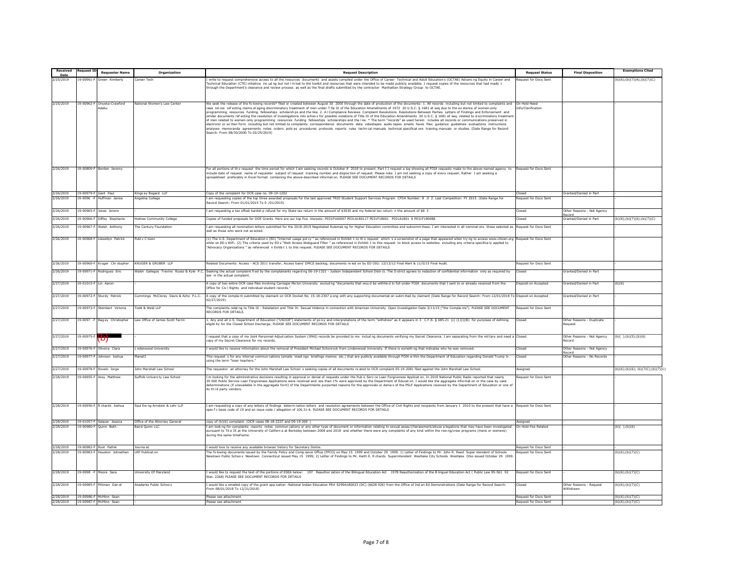| Received Date | Request ID | Requester Name | Organization | Request Description | Request Status | Final Disposition | Exemptions Cited |
|---|---|---|---|---|---|---|---|
| 2/25/2019 | 19-00961-F | Green Kimberly | Career Tech | I write to request comprehensive access to all the resources documents and assets compiled under the Office of Career Technical and Adult Education s (OCTAE) Advanc ng Equity in Career and Technical Education (CTE) initiative inc ud ng but not l m ted to the toolkit and resources that were intended to be made publicly available. I request copies of the resources that had made t through the Department's clearance and review process as well as the final drafts submitted by the contractor Manhattan Strategy Group to OCTAE. | Request for Docs Sent | - | (b)(6);(b)(7)(A);(b)(7)(C) |
| 2/25/2019 | 19-00962-F | Onyeka-Crawford Adaku | National Women's Law Center | We seek the release of the fo lowing records* filed or created between August 30 2000 through the date of production of the documents: 1. All records including but not limited to complaints and case nd ces ref ecting claims al eging discriminatory treatment of men under T tle IX of the Education Amendments of 1972 20 U.S.C. § 1681 et seq due to the ex stence of women-only programming resources funding fellowships scholarsh ps and the like. 2. A l Compliance Reviews Complaint Resolutions Resolutions Between Parties Letters of Findings and Enforcement and similar documents ref ecting the resolution of investigations into schoo s for possible violations of Title IX of the Education Amendments 20 U.S.C. § 1681 et seq. related to d scriminatory treatment of men related to women-only programming resources funding fellowships scholarships and the l ke. * The term "records" as used herein ncludes all records or communications preserved in electronic or wr tten form including but not limited to complaints correspondence documents data videotapes audio tapes emails faxes files guidance guidelines evaluations instructions analyses memoranda agreements notes orders polic es procedures protocols reports rules techn cal manuals technical specificat ons training manuals or studies. (Date Range for Record Search: From 08/30/2000 To 02/25/2019) | On Hold-Need Info/Clarification | | |
| 2/26/2019 | 19-00809-F | Borden Jeremy | - | For all portions of th s request the time period for which I am seeking records is October 8 2018 to present. Part I I request a log showing all FOIA requests made to the above-named agency to include date of request name of requester subject of request tracking number and dispos tion of request. Please note I am not seeking a copy of every request. Rather I am seeking a spreadsheet preferably in Excel format containing the above-described informat on. PLEASE SEE DOCUMENT RECORDS FOR DETAILS | Request for Docs Sent | - | - |
| 2/26/2019 | 19-00979-F | Gant Paul | Kings ey Bogard LLP | Copy of the complaint for OCR case no. 09-19-1202 | Closed | Granted/Denied in Part | - |
| 2/26/2019 | 19-0096 -F | Huffman Janice | Angelina College | I am requesting copies of the top three awarded proposals for the last approved TRIO Student Support Services Program CFDA Number: 8 .0 2. Last Competition: FY 2015. (Date Range for Record Search: From 01/01/2015 To 0 /01/2015) | Request for Docs Sent | - | - |
| 2/26/2019 | 19-00965-F | Jones Jerenn | - | I am requesting a tax offset hardsh p refund for my State tax return in the amount of $3030 and my federal tax return n the amount of $8 3 | Closed | Other Reasons - Not Agency Record | - |
| 2/26/2019 | 19-00966-F | Diffey Stephanie | Holmes Community College | Copies of funded proposals for DOE Grants. Here are our top five nterests: P031P160007 P031A180117 P031F18001 P031A1801 8 P031F180088 | Closed | Granted/Denied in Part | (b)(6);(b)(7)(A);(b)(7)(C) |
| 2/26/2019 | 19-00967-F | Walsh Anthony | The Century Foundation | I am requesting all nomination letters submitted for the 2018-2019 Negotiated Rulemak ng for Higher Education committee and subcomm ttees. I am interested in all nominat ons those selected as well as those who were not se ected. | Request for Docs Sent | - | - |
| 2/26/2019 | 19-00968-F | Llewellyn Patrick | Publ c C tizen | (1) The U.S. Department of Education s (ED) "Internet usage pol cy " as referenced in Exhibit 1 to th s request which s a screenshot of a page that appeared when try ng to access www.citizen.org while on ED s WiFi. (2) The criteria used by ED s "Web Access Webguard Filter " as referenced in Exhibit 1 to this request to block access to websites including any criteria specifica ly applied to "Advocacy Organizations " as referenced n Exhib t 1 to this request. PLEASE SEE DOCUMENT RECORDS FOR DETAILS | Request for Docs Sent | - | - |
| 2/26/2019 | 19-00969-F | Kruger Chr stopher | KRUGER & GRUBER LLP | Related Documents: Access - ACS 2011 transfer; Access loans' DMCS backlog; documents re ied on by ED OIG: 12/13/12 Final Alert & 11/5/15 Final Audit. | Request for Docs Sent | | - |
| 2/26/2019 | 19-00971-F | Rodriguez Eric | Walsh Gallegos Trevino Russo & Kyle P.C. | Seeking the actual complaint fi ed by the complainants regard ng 06-19-1321 - Judson Independent School Distr ct. The D strict agrees to redaction of confidential information only as required by law in the actual complaint. | Closed | Granted/Denied in Part | - |
| 2/27/2019 | 19-01015-F | Lin Aaron | - | A copy of two entire OCR case files involving Carnegie Me lon University exclud ng "documents that wou d be withhe d in full under FOIA documents that I sent to or already received from the Office for Civ l Rights and individual student records." | Disposit on Accepted | Granted/Denied in Part | (b)(6) |
| 2/27/2019 | 19-00972-F | Sturdy Patrick | Cummings McClorey Davis & Acho P.L.C. | A copy of the compla nt submitted by claimant on OCR Docket No. 15-18-2307 a ong with any supporting documentat on subm tted by claimant (Date Range for Record Search: From 12/01/2018 To 02/27/2019) | Disposit on Accepted | Granted/Denied in Part | - |
| 2/27/2019 | 19-00973-F | Steinbert Victoria | Todd & Weld LLP | The complaints relat ng to Title IX - Retaliation and Title IX- Sexual Violence in connection with American University Open Investigation Date 3/11/15 ("the Compla nts"). PLEASE SEE DOCUMENT RECORDS FOR DETAILS | Request for Docs Sent | - | - |
| 2/27/2019 | 19-0097 -F | Bag ey Christopher | Law Office of James Scott Farrin | 1. Any and all U.S. Department of Education ("USDOE") statements of po icy and interpretations of the term "withdrew" as it appears in 3 C.F.R. § 685.21 (c) (1)(i)(B) for purposes of defining eligibi ity for the Closed School Discharge; PLEASE SEE DOCUMENT RECORDS FOR DETAILS | Closed | Other Reasons - Duplicate Request | - |
| 2/27/2019 | 19-00975-F | (b) | - | I request that a copy of my Joint Personnel Adjud cation System (JPAS) records be provided to me includ ng documents verifying my Secret Clearance. I am separating from the mil tary and need a copy of my Secret Clearance for my records. | Closed | Other Reasons - Not Agency Record | (b)( );(b)(5);(b)(6) |
| 2/27/2019 | 19-00976-F | Oliveira Clara | L ndenwood University | I would like to receive information about the removal of President Michael Schonrock from Lindenwood University. If there is someth ng that indicates why he was removed. | Closed | Other Reasons - Not Agency Record | - |
| 2/27/2019 | 19-00977-F | Johnson Joshua | Planet3 | This request s for any internal commun cations (emails meet ngs briefings memos etc.) that are publicly available through FOIA w thin the Department of Education regarding Donald Trump Jr. using the term "loser teachers." | Closed | Other Reasons - No Records | - |
| 2/27/2019 | 19-00978-F | Rovelo Jorge | John Marshall Law School | The requestor an attorney for the John Marshall Law School s seeking copies of all documents re ated to OCR complaint 05-19-2081 filed against the John Marshall Law School. | Assigned | - | (b)(6);(b)(6); (b)(7(C);(b)(7)(C) |
| 2/28/2019 | 19-00955-F | Arey Matthew | Suffolk Univers ty Law School | I m looking for the administrative decisions resulting in approval or denial of requests under the Pub ic Serv ce Loan Forgiveness Applicat on. In 2018 National Public Radio reported that nearly 29 000 Public Service Loan Forgiveness Applications were received and ess than 1% were approved by the Department of Educat on. I would like the aggregate informat on or the case by case determinations (if unavailable in the aggregate form) of the Departments purported reasons for the approvals or denia s of the PSLF Applications received by the Department of Education or one of its th rd party vendors. | Request for Docs Sent | | |
| 2/28/2019 | 19-00956-F | R chards Joshua | Saul Ew ng Arnstein & Lehr LLP | I am requesting a copy of any letters of findings determ nation letters and resolution agreements between the Office of Civil Rights and recipients from January 1 2010 to the present that have a spec f c basis code of 19 and an issue code / allegation of 106.31-6. PLEASE SEE DOCUMENT RECORDS FOR DETAILS | Request for Docs Sent | | |
| 2/28/2019 | 19-01057-F | Salazar Jessica | Office of the Attorney General | copy of (b)(6) complaint. (OCR cases 08-18-2337 and 09-19-200 ) | Assigned | - | - |
| 2/28/2019 | 19-00980-F | Quinn Beth | Baird Quinn LLC | I am look ng for complaints reports notes commun cations or any other type of document or information relating to sexual assau t/harassment/abuse a legations that may have been investigated pursuant to Tit e IX at the University of Californ a at Berkeley between 2008 and 2018 and whether there were any complaints of any kind within the row ng/crew programs (mens or womens) during the same timeframe. | On Hold-Fee Related | - | (b)( );(b)(6) |
| 2/28/2019 | 19-00982-F | Root Pathik | Journa ist | I would love to receive any available browser history for Secretary DeVos. | Request for Docs Sent | - | - |
| 2/28/2019 | 19-00983-F | Houston Johnathan | LRP Publicat on | The fo lowing documents issued by the Family Policy and Compl iance Office (FPCO) on May 15 1999 and October 29 1999. 1) Letter of Findings to Mr. John R. Reed Super ntendent of Schools Newtown Public Schoo s Newtown Connecticut issued May 15 1999; 2) Letter of Findings to Mr. Keith E. R chards Superintendent Westlake City Schools Westlake Ohio issued October 29 1999. | Request for Docs Sent | - | (b)(6);(b)(7)(C) |
| 2/28/2019 | 19-0098 -F | Moore Sara | University Of Maryland | I would like to request the text of the portions of ESEA below: 197 Reauthor zation of the Bilingual Education Act 1978 Reauthorization of the B lingual Education Act ( Public Law 95-561 92 Stat. 2268) PLEASE SEE DOCUMENT RECORDS FOR DETAILS | Request for Docs Sent | - | (b)(6);(b)(7)(C) |
| 2/28/2019 | 19-00985-F | Pittman Dan el | Anadarko Public Schoo s | I would like a emailed copy of the grant app ication -National Indian Education PR# S299A180023 (DC) ($628 926) from the Office of Ind an Ed Demonstrations (Date Range for Record Search: From 08/01/2018 To 12/31/2018) | Closed | Other Reasons - Request Withdrawn | (b)(6);(b)(7)(C) |
| 2/28/2019 | 19-00986-F | McMinn Sean | - | Please see attachment | Request for Docs Sent | - | (b)(6);(b)(7)(C) |
| 2/28/2019 | 19-00987-F | McMinn Sean | - | Please see attachment | Request for Docs Sent | - | (b)(6);(b)(7)(C) |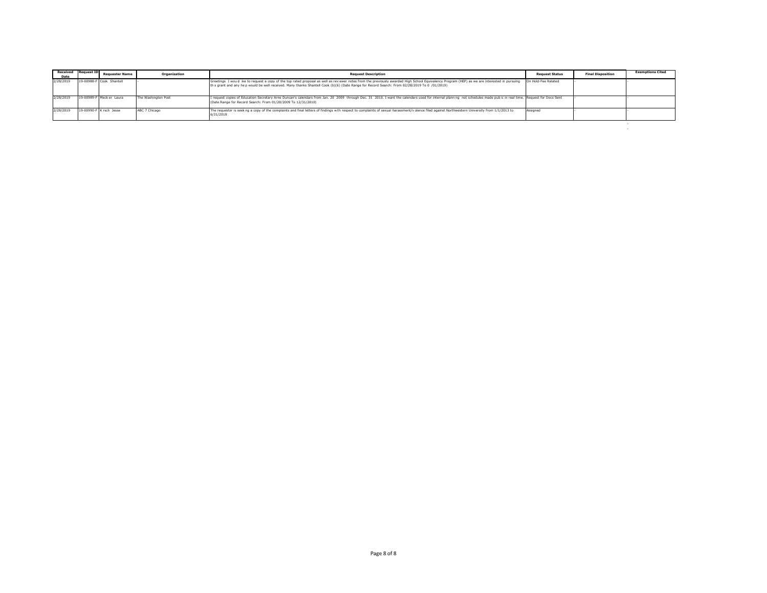| Received Date | Request ID | Requester Name | Organization | Request Description | Request Status | Final Disposition | Exemptions Cited |
|---|---|---|---|---|---|---|---|
| 2/28/2019 | 19-00988-F | Cook Shantell | - | Greetings I wou d ike to request a copy of the top rated proposal as well as rev ewer notes from the previously awarded High School Equivalency Program (HEP) as we are interested in pursuing th s grant and any he p would be well received. Many thanks Shantell Cook (b)(6) (Date Range for Record Search: From 02/28/2019 To 0 /01/2019) | On Hold-Fee Related | - | - |
| 2/28/2019 | 19-00989-F | Meck er Laura | The Washington Post | I request copies of Education Secretary Arne Duncan's calendars from Jan. 20 2009 through Dec. 31 2010. I want the calendars used for internal plann ng not schedules made pub ic in real time. (Date Range for Record Search: From 01/20/2009 To 12/31/2010) | Request for Docs Sent | - | - |
| 2/28/2019 | 19-00990-F | K rsch Jesse | ABC 7 Chicago | The requestor is seek ng a copy of the complaints and final letters of findings w th respect to complaints of sexual harassment/v olence filed against Northwestern University from 1/1/2013 to 6/31/2018 | Assigned | - | - |

-
-